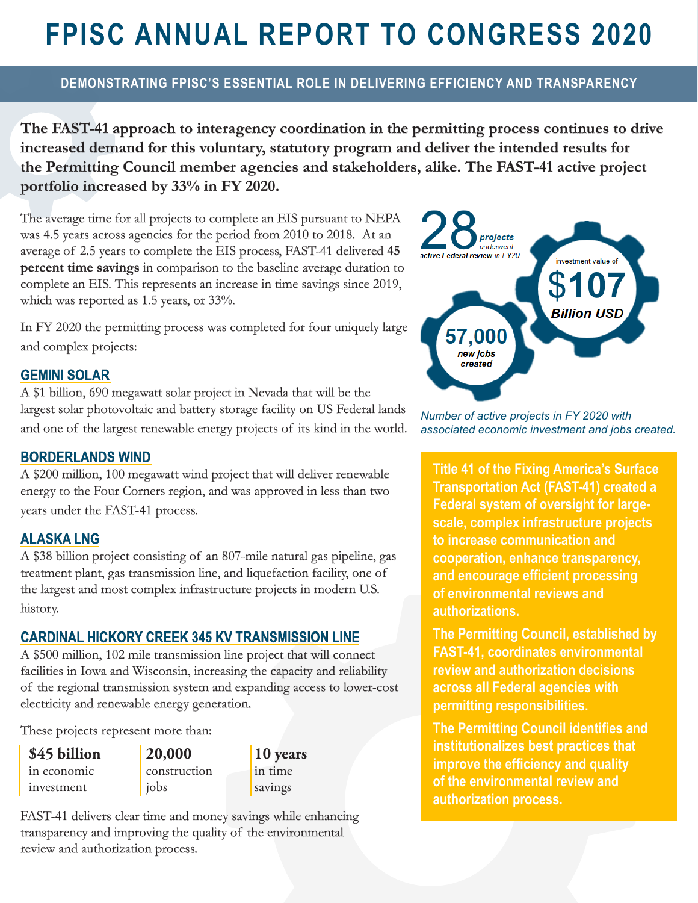# FPISC ANNUAL REPORT TO CONGRESS 2020

## DEMONSTRATING FPISC'S ESSENTIAL ROLE IN DELIVERING EFFICIENCY AND TRANSPARENCY

**The FAST-41 approach to interagency coordination in the permitting process continues to drive increased demand for this voluntary, statutory program and deliver the intended results for the Permitting Council member agencies and stakeholders, alike. The FAST-41 active project portfolio increased by 33% in FY 2020.**

The average time for all projects to complete an EIS pursuant to NEPA was 4.5 years across agencies for the period from 2010 to 2018. At an average of 2.5 years to complete the EIS process, FAST-41 delivered **45 percent time savings** in comparison to the baseline average duration to complete an EIS. This represents an increase in time savings since 2019, which was reported as 1.5 years, or 33%.

In FY 2020 the permitting process was completed for four uniquely large and complex projects:

### GEMINI SOLAR

A $1 billion, 690 megawatt solar project in Nevada that will be the largest solar photovoltaic and battery storage facility on US Federal lands and one of the largest renewable energy projects of its kind in the world.

### BORDERLANDS WIND

A $200 million, 100 megawatt wind project that will deliver renewable energy to the Four Corners region, and was approved in less than two years under the FAST-41 process.

### ALASKA LNG

A $38 billion project consisting of an 807-mile natural gas pipeline, gas treatment plant, gas transmission line, and liquefaction facility, one of the largest and most complex infrastructure projects in modern U.S. history.

### CARDINAL HICKORY CREEK 345 KV TRANSMISSION LINE

A $500 million, 102 mile transmission line project that will connect facilities in Iowa and Wisconsin, increasing the capacity and reliability of the regional transmission system and expanding access to lower-cost electricity and renewable energy generation.

These projects represent more than:

| **$45 billion** in economic investment | **20,000** construction jobs | **10 years** in time savings |
|---|---|---|

FAST-41 delivers clear time and money savings while enhancing transparency and improving the quality of the environmental review and authorization process.

**28** *projects underwent active Federal review in FY20*

investment value of **$107** ***Billion USD***

**57,000** ***new jobs created***

*Number of active projects in FY 2020 with associated economic investment and jobs created.*

**Title 41 of the Fixing America's Surface Transportation Act (FAST-41) created a Federal system of oversight for large-scale, complex infrastructure projects to increase communication and cooperation, enhance transparency, and encourage efficient processing of environmental reviews and authorizations.**

**The Permitting Council, established by FAST-41, coordinates environmental review and authorization decisions across all Federal agencies with permitting responsibilities.**

**The Permitting Council identifies and institutionalizes best practices that improve the efficiency and quality of the environmental review and authorization process.**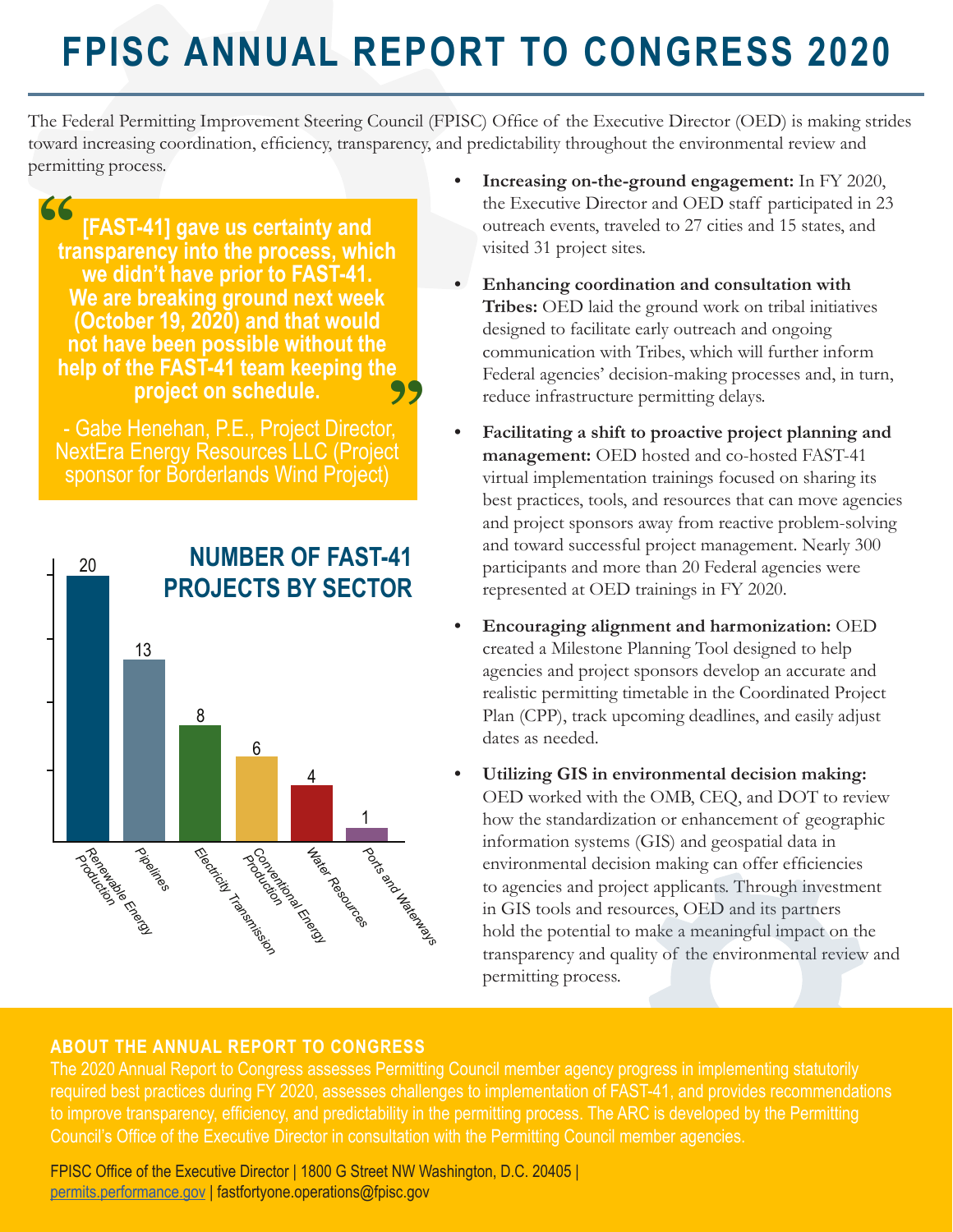# FPISC ANNUAL REPORT TO CONGRESS 2020

The Federal Permitting Improvement Steering Council (FPISC) Office of the Executive Director (OED) is making strides toward increasing coordination, efficiency, transparency, and predictability throughout the environmental review and permitting process.

> **"[FAST-41] gave us certainty and transparency into the process, which we didn't have prior to FAST-41. We are breaking ground next week (October 19, 2020) and that would not have been possible without the help of the FAST-41 team keeping the project on schedule."**
>
> - Gabe Henehan, P.E., Project Director, NextEra Energy Resources LLC (Project sponsor for Borderlands Wind Project)

**NUMBER OF FAST-41 PROJECTS BY SECTOR**

20
13
8
6
4
1

Renewable Energy Production
Pipelines
Electricity Transmission
Conventional Energy Production
Water Resources
Ports and Waterways

- **Increasing on-the-ground engagement:** In FY 2020, the Executive Director and OED staff participated in 23 outreach events, traveled to 27 cities and 15 states, and visited 31 project sites.
- **Enhancing coordination and consultation with Tribes:** OED laid the ground work on tribal initiatives designed to facilitate early outreach and ongoing communication with Tribes, which will further inform Federal agencies' decision-making processes and, in turn, reduce infrastructure permitting delays.
- **Facilitating a shift to proactive project planning and management:** OED hosted and co-hosted FAST-41 virtual implementation trainings focused on sharing its best practices, tools, and resources that can move agencies and project sponsors away from reactive problem-solving and toward successful project management. Nearly 300 participants and more than 20 Federal agencies were represented at OED trainings in FY 2020.
- **Encouraging alignment and harmonization:** OED created a Milestone Planning Tool designed to help agencies and project sponsors develop an accurate and realistic permitting timetable in the Coordinated Project Plan (CPP), track upcoming deadlines, and easily adjust dates as needed.
- **Utilizing GIS in environmental decision making:** OED worked with the OMB, CEQ, and DOT to review how the standardization or enhancement of geographic information systems (GIS) and geospatial data in environmental decision making can offer efficiencies to agencies and project applicants. Through investment in GIS tools and resources, OED and its partners hold the potential to make a meaningful impact on the transparency and quality of the environmental review and permitting process.

## ABOUT THE ANNUAL REPORT TO CONGRESS

The 2020 Annual Report to Congress assesses Permitting Council member agency progress in implementing statutorily required best practices during FY 2020, assesses challenges to implementation of FAST-41, and provides recommendations to improve transparency, efficiency, and predictability in the permitting process. The ARC is developed by the Permitting Council's Office of the Executive Director in consultation with the Permitting Council member agencies.

FPISC Office of the Executive Director | 1800 G Street NW Washington, D.C. 20405 | permits.performance.gov | fastfortyone.operations@fpisc.gov